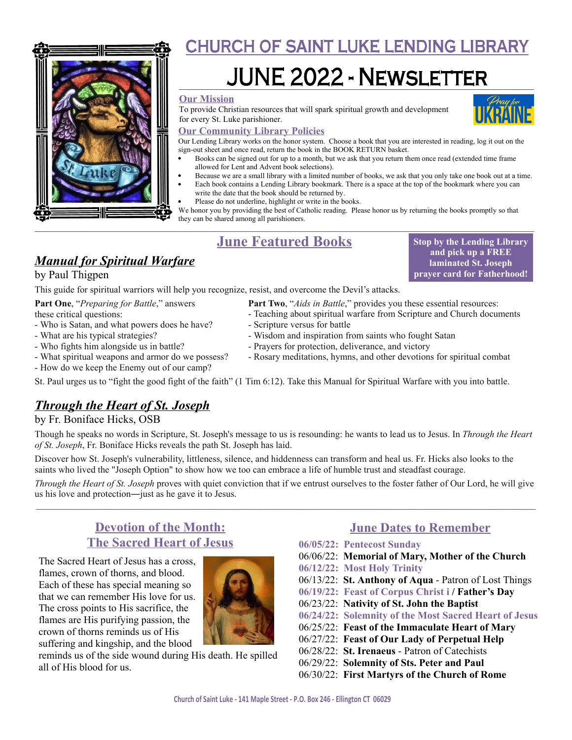# CHURCH OF SAINT LUKE LENDING LIBRARY

# JUNE 2022 - NEWSLETTER

### Our Mission

To provide Christian resources that will spark spiritual growth and development for every St. Luke parishioner.

### Our Community Library Policies

Our Lending Library works on the honor system. Choose a book that you are interested in reading, log it out on the sign-out sheet and once read, return the book in the BOOK RETURN basket.

- Books can be signed out for up to a month, but we ask that you return them once read (extended time frame allowed for Lent and Advent book selections).
- Because we are a small library with a limited number of books, we ask that you only take one book out at a time.
- Each book contains a Lending Library bookmark. There is a space at the top of the bookmark where you can write the date that the book should be returned by.
- Please do not underline, highlight or write in the books.

We honor you by providing the best of Catholic reading. Please honor us by returning the books promptly so that they can be shared among all parishioners.

## June Featured Books

**Stop by the Lending Library and pick up a FREE laminated St. Joseph prayer card for Fatherhood!**

### *Manual for Spiritual Warfare*

by Paul Thigpen

This guide for spiritual warriors will help you recognize, resist, and overcome the Devil's attacks.

**Part One**, "*Preparing for Battle*," answers these critical questions:

- Who is Satan, and what powers does he have?
- What are his typical strategies?
- Who fights him alongside us in battle?
- What spiritual weapons and armor do we possess?
- How do we keep the Enemy out of our camp?

**Part Two**, "*Aids in Battle*," provides you these essential resources:

- Teaching about spiritual warfare from Scripture and Church documents
- Scripture versus for battle
- Wisdom and inspiration from saints who fought Satan
- Prayers for protection, deliverance, and victory
- Rosary meditations, hymns, and other devotions for spiritual combat

St. Paul urges us to "fight the good fight of the faith" (1 Tim 6:12). Take this Manual for Spiritual Warfare with you into battle.

### *Through the Heart of St. Joseph*

by Fr. Boniface Hicks, OSB

Though he speaks no words in Scripture, St. Joseph's message to us is resounding: he wants to lead us to Jesus. In *Through the Heart of St. Joseph*, Fr. Boniface Hicks reveals the path St. Joseph has laid.

Discover how St. Joseph's vulnerability, littleness, silence, and hiddenness can transform and heal us. Fr. Hicks also looks to the saints who lived the "Joseph Option" to show how we too can embrace a life of humble trust and steadfast courage.

*Through the Heart of St. Joseph* proves with quiet conviction that if we entrust ourselves to the foster father of Our Lord, he will give us his love and protection—just as he gave it to Jesus.

## Devotion of the Month: The Sacred Heart of Jesus

The Sacred Heart of Jesus has a cross, flames, crown of thorns, and blood. Each of these has special meaning so that we can remember His love for us. The cross points to His sacrifice, the flames are His purifying passion, the crown of thorns reminds us of His suffering and kingship, and the blood reminds us of the side wound during His death. He spilled all of His blood for us.

## June Dates to Remember

- **06/05/22: Pentecost Sunday**
- 06/06/22: **Memorial of Mary, Mother of the Church**
- **06/12/22: Most Holy Trinity**
- 06/13/22: **St. Anthony of Aqua** - Patron of Lost Things
- **06/19/22: Feast of Corpus Christ i / Father's Day**
- 06/23/22: **Nativity of St. John the Baptist**
- **06/24/22: Solemnity of the Most Sacred Heart of Jesus**
- 06/25/22: **Feast of the Immaculate Heart of Mary**
- 06/27/22: **Feast of Our Lady of Perpetual Help**
- 06/28/22: **St. Irenaeus** - Patron of Catechists
- 06/29/22: **Solemnity of Sts. Peter and Paul**
- 06/30/22: **First Martyrs of the Church of Rome**

Church of Saint Luke - 141 Maple Street - P.O. Box 246 - Ellington CT 06029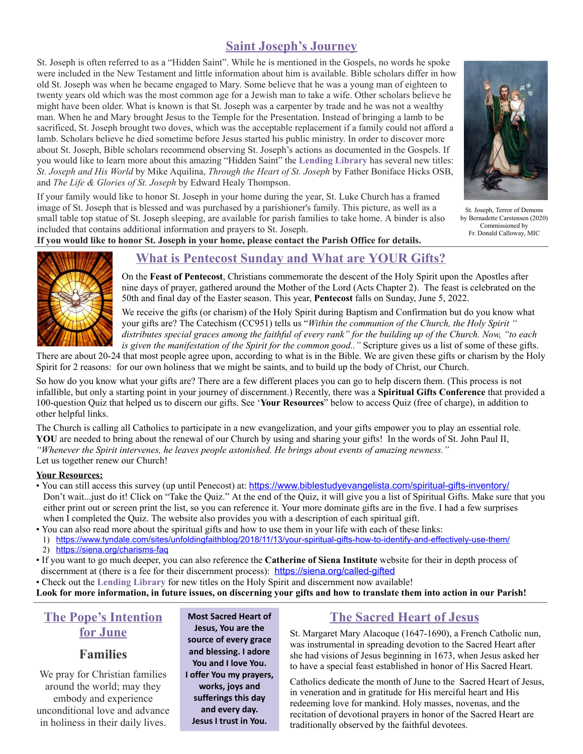## Saint Joseph's Journey

St. Joseph is often referred to as a "Hidden Saint". While he is mentioned in the Gospels, no words he spoke were included in the New Testament and little information about him is available. Bible scholars differ in how old St. Joseph was when he became engaged to Mary. Some believe that he was a young man of eighteen to twenty years old which was the most common age for a Jewish man to take a wife. Other scholars believe he might have been older. What is known is that St. Joseph was a carpenter by trade and he was not a wealthy man. When he and Mary brought Jesus to the Temple for the Presentation. Instead of bringing a lamb to be sacrificed, St. Joseph brought two doves, which was the acceptable replacement if a family could not afford a lamb. Scholars believe he died sometime before Jesus started his public ministry. In order to discover more about St. Joseph, Bible scholars recommend observing St. Joseph's actions as documented in the Gospels. If you would like to learn more about this amazing "Hidden Saint" the **Lending Library** has several new titles: *St. Joseph and His World* by Mike Aquilina, *Through the Heart of St. Joseph* by Father Boniface Hicks OSB, and *The Life & Glories of St. Joseph* by Edward Healy Thompson.

If your family would like to honor St. Joseph in your home during the year, St. Luke Church has a framed image of St. Joseph that is blessed and was purchased by a parishioner's family. This picture, as well as a small table top statue of St. Joseph sleeping, are available for parish families to take home. A binder is also included that contains additional information and prayers to St. Joseph.

**If you would like to honor St. Joseph in your home, please contact the Parish Office for details.**

St. Joseph, Terror of Demons by Bernadette Carstensen (2020) Commissioned by Fr. Donald Calloway, MIC

## What is Pentecost Sunday and What are YOUR Gifts?

On the **Feast of Pentecost**, Christians commemorate the descent of the Holy Spirit upon the Apostles after nine days of prayer, gathered around the Mother of the Lord (Acts Chapter 2). The feast is celebrated on the 50th and final day of the Easter season. This year, **Pentecost** falls on Sunday, June 5, 2022.

We receive the gifts (or charism) of the Holy Spirit during Baptism and Confirmation but do you know what your gifts are? The Catechism (CC951) tells us "*Within the communion of the Church, the Holy Spirit " distributes special graces among the faithful of every rank" for the building up of the Church. Now, "to each is given the manifestation of the Spirit for the common good.."* Scripture gives us a list of some of these gifts. There are about 20-24 that most people agree upon, according to what is in the Bible. We are given these gifts or charism by the Holy Spirit for 2 reasons: for our own holiness that we might be saints, and to build up the body of Christ, our Church.

So how do you know what your gifts are? There are a few different places you can go to help discern them. (This process is not infallible, but only a starting point in your journey of discernment.) Recently, there was a **Spiritual Gifts Conference** that provided a 100-question Quiz that helped us to discern our gifts. See '**Your Resources**" below to access Quiz (free of charge), in addition to other helpful links.

The Church is calling all Catholics to participate in a new evangelization, and your gifts empower you to play an essential role. **YOU** are needed to bring about the renewal of our Church by using and sharing your gifts! In the words of St. John Paul II, *"Whenever the Spirit intervenes, he leaves people astonished. He brings about events of amazing newness."*
Let us together renew our Church!

**Your Resources:**

- You can still access this survey (up until Penecost) at: https://www.biblestudyevangelista.com/spiritual-gifts-inventory/ Don't wait...just do it! Click on "Take the Quiz." At the end of the Quiz, it will give you a list of Spiritual Gifts. Make sure that you either print out or screen print the list, so you can reference it. Your more dominate gifts are in the five. I had a few surprises when I completed the Quiz. The website also provides you with a description of each spiritual gift.
- You can also read more about the spiritual gifts and how to use them in your life with each of these links:
  1) https://www.tyndale.com/sites/unfoldingfaithblog/2018/11/13/your-spiritual-gifts-how-to-identify-and-effectively-use-them/
  2) https://siena.org/charisms-faq
- If you want to go much deeper, you can also reference the **Catherine of Siena Institute** website for their in depth process of discernment at (there is a fee for their discernment process): https://siena.org/called-gifted
- Check out the **Lending Library** for new titles on the Holy Spirit and discernment now available!

**Look for more information, in future issues, on discerning your gifts and how to translate them into action in our Parish!**

## The Pope's Intention for June

### Families

We pray for Christian families around the world; may they embody and experience unconditional love and advance in holiness in their daily lives.

**Most Sacred Heart of Jesus, You are the source of every grace and blessing. I adore You and I love You. I offer You my prayers, works, joys and sufferings this day and every day. Jesus I trust in You.**

## The Sacred Heart of Jesus

St. Margaret Mary Alacoque (1647-1690), a French Catholic nun, was instrumental in spreading devotion to the Sacred Heart after she had visions of Jesus beginning in 1673, when Jesus asked her to have a special feast established in honor of His Sacred Heart.

Catholics dedicate the month of June to the Sacred Heart of Jesus, in veneration and in gratitude for His merciful heart and His redeeming love for mankind. Holy masses, novenas, and the recitation of devotional prayers in honor of the Sacred Heart are traditionally observed by the faithful devotees.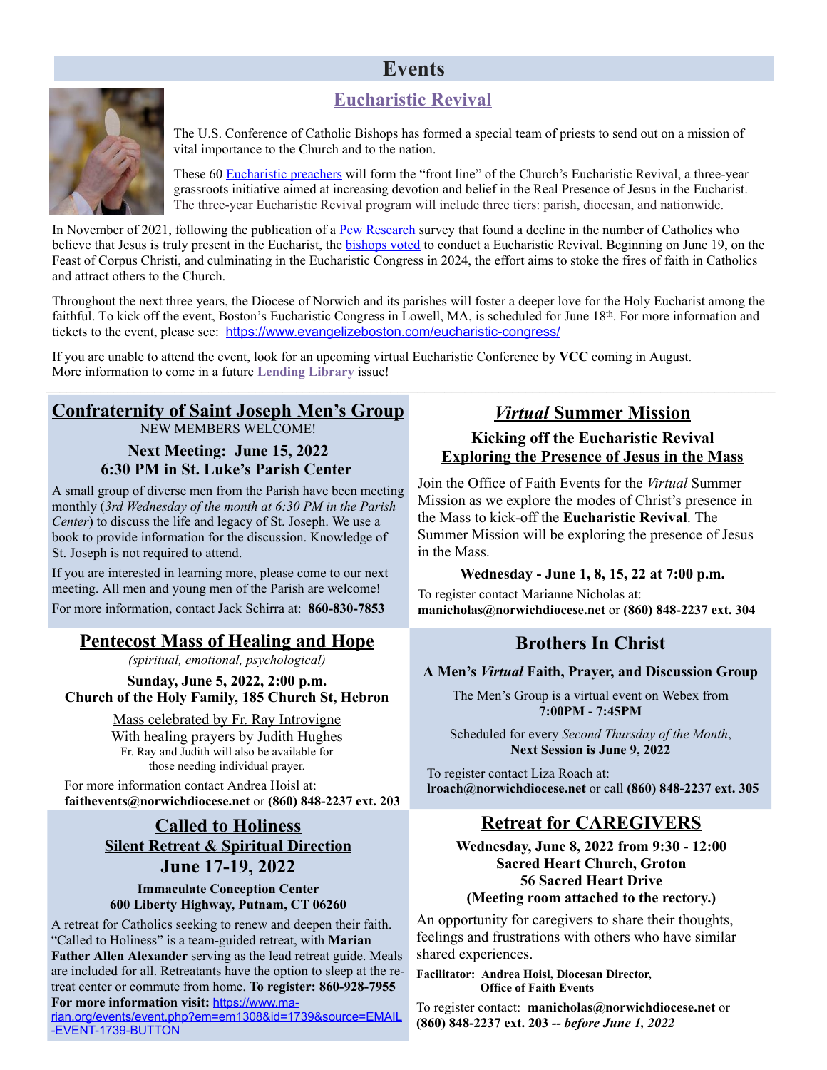# Events

## Eucharistic Revival

The U.S. Conference of Catholic Bishops has formed a special team of priests to send out on a mission of vital importance to the Church and to the nation.

These 60 Eucharistic preachers will form the "front line" of the Church's Eucharistic Revival, a three-year grassroots initiative aimed at increasing devotion and belief in the Real Presence of Jesus in the Eucharist. The three-year Eucharistic Revival program will include three tiers: parish, diocesan, and nationwide.

In November of 2021, following the publication of a Pew Research survey that found a decline in the number of Catholics who believe that Jesus is truly present in the Eucharist, the bishops voted to conduct a Eucharistic Revival. Beginning on June 19, on the Feast of Corpus Christi, and culminating in the Eucharistic Congress in 2024, the effort aims to stoke the fires of faith in Catholics and attract others to the Church.

Throughout the next three years, the Diocese of Norwich and its parishes will foster a deeper love for the Holy Eucharist among the faithful. To kick off the event, Boston's Eucharistic Congress in Lowell, MA, is scheduled for June 18th. For more information and tickets to the event, please see: https://www.evangelizeboston.com/eucharistic-congress/

If you are unable to attend the event, look for an upcoming virtual Eucharistic Conference by **VCC** coming in August. More information to come in a future **Lending Library** issue!

---

## Confraternity of Saint Joseph Men's Group

NEW MEMBERS WELCOME!

**Next Meeting: June 15, 2022**
**6:30 PM in St. Luke's Parish Center**

A small group of diverse men from the Parish have been meeting monthly (*3rd Wednesday of the month at 6:30 PM in the Parish Center*) to discuss the life and legacy of St. Joseph. We use a book to provide information for the discussion. Knowledge of St. Joseph is not required to attend.

If you are interested in learning more, please come to our next meeting. All men and young men of the Parish are welcome!

For more information, contact Jack Schirra at: **860-830-7853**

## *Virtual* Summer Mission

### Kicking off the Eucharistic Revival
### Exploring the Presence of Jesus in the Mass

Join the Office of Faith Events for the *Virtual* Summer Mission as we explore the modes of Christ's presence in the Mass to kick-off the **Eucharistic Revival**. The Summer Mission will be exploring the presence of Jesus in the Mass.

**Wednesday - June 1, 8, 15, 22 at 7:00 p.m.**

To register contact Marianne Nicholas at: **manicholas@norwichdiocese.net** or **(860) 848-2237 ext. 304**

## Pentecost Mass of Healing and Hope

*(spiritual, emotional, psychological)*

**Sunday, June 5, 2022, 2:00 p.m.**
**Church of the Holy Family, 185 Church St, Hebron**

Mass celebrated by Fr. Ray Introvigne
With healing prayers by Judith Hughes
Fr. Ray and Judith will also be available for those needing individual prayer.

For more information contact Andrea Hoisl at: **faithevents@norwichdiocese.net** or **(860) 848-2237 ext. 203**

## Brothers In Christ

### A Men's *Virtual* Faith, Prayer, and Discussion Group

The Men's Group is a virtual event on Webex from **7:00PM - 7:45PM**

Scheduled for every *Second Thursday of the Month*, **Next Session is June 9, 2022**

To register contact Liza Roach at: **lroach@norwichdiocese.net** or call **(860) 848-2237 ext. 305**

## Called to Holiness

### Silent Retreat & Spiritual Direction

### June 17-19, 2022

**Immaculate Conception Center**
**600 Liberty Highway, Putnam, CT 06260**

A retreat for Catholics seeking to renew and deepen their faith. "Called to Holiness" is a team-guided retreat, with **Marian Father Allen Alexander** serving as the lead retreat guide. Meals are included for all. Retreatants have the option to sleep at the retreat center or commute from home. **To register: 860-928-7955**
**For more information visit:** https://www.marian.org/events/event.php?em=em1308&id=1739&source=EMAIL-EVENT-1739-BUTTON

## Retreat for CAREGIVERS

**Wednesday, June 8, 2022 from 9:30 - 12:00**
**Sacred Heart Church, Groton**
**56 Sacred Heart Drive**
**(Meeting room attached to the rectory.)**

An opportunity for caregivers to share their thoughts, feelings and frustrations with others who have similar shared experiences.

**Facilitator: Andrea Hoisl, Diocesan Director, Office of Faith Events**

To register contact: **manicholas@norwichdiocese.net** or **(860) 848-2237 ext. 203 --** ***before June 1, 2022***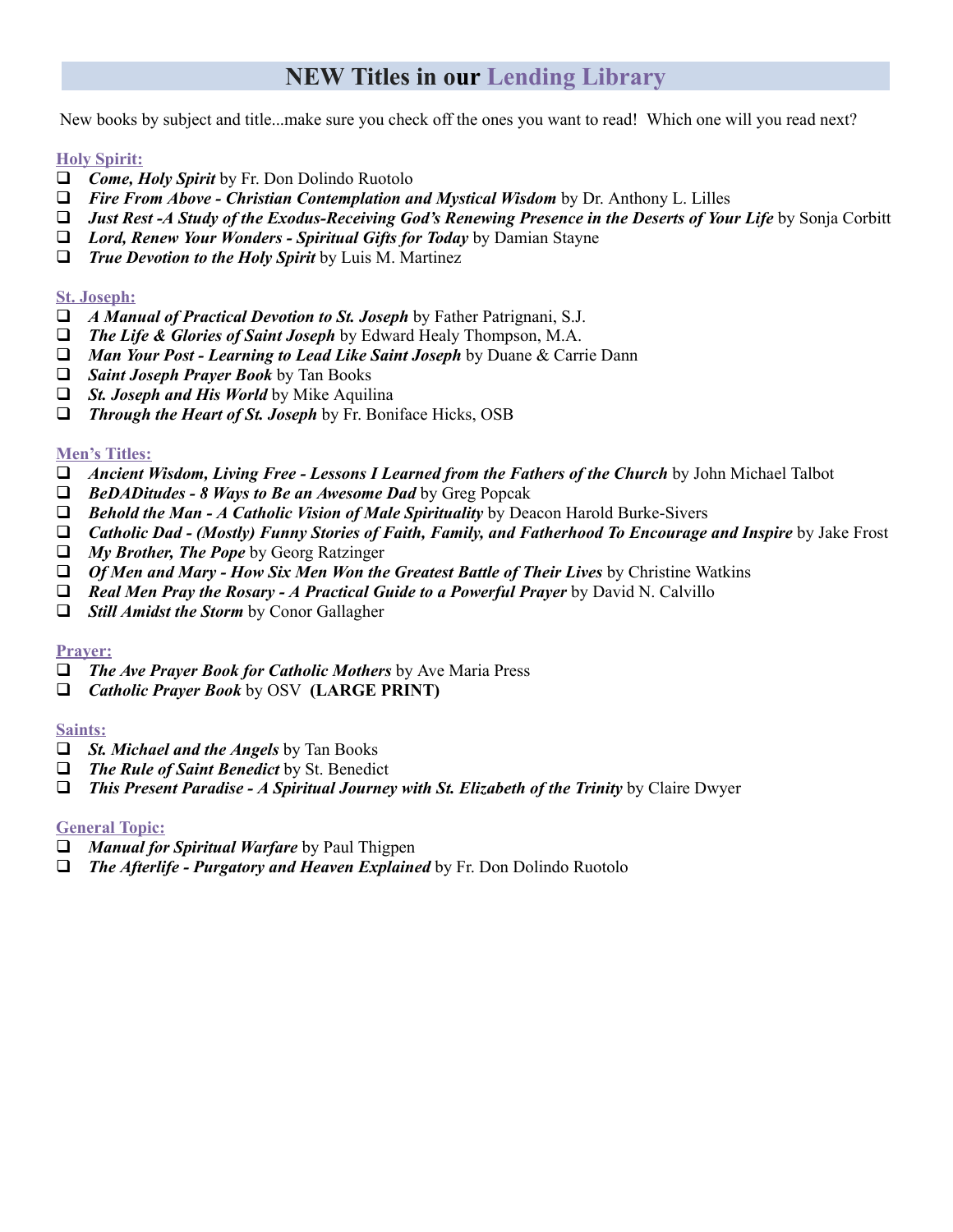## NEW Titles in our Lending Library

New books by subject and title...make sure you check off the ones you want to read! Which one will you read next?

**Holy Spirit:**

- ❑ ***Come, Holy Spirit*** by Fr. Don Dolindo Ruotolo
- ❑ ***Fire From Above - Christian Contemplation and Mystical Wisdom*** by Dr. Anthony L. Lilles
- ❑ ***Just Rest -A Study of the Exodus-Receiving God's Renewing Presence in the Deserts of Your Life*** by Sonja Corbitt
- ❑ ***Lord, Renew Your Wonders - Spiritual Gifts for Today*** by Damian Stayne
- ❑ ***True Devotion to the Holy Spirit*** by Luis M. Martinez

**St. Joseph:**

- ❑ ***A Manual of Practical Devotion to St. Joseph*** by Father Patrignani, S.J.
- ❑ ***The Life & Glories of Saint Joseph*** by Edward Healy Thompson, M.A.
- ❑ ***Man Your Post - Learning to Lead Like Saint Joseph*** by Duane & Carrie Dann
- ❑ ***Saint Joseph Prayer Book*** by Tan Books
- ❑ ***St. Joseph and His World*** by Mike Aquilina
- ❑ ***Through the Heart of St. Joseph*** by Fr. Boniface Hicks, OSB

**Men's Titles:**

- ❑ ***Ancient Wisdom, Living Free - Lessons I Learned from the Fathers of the Church*** by John Michael Talbot
- ❑ ***BeDADitudes - 8 Ways to Be an Awesome Dad*** by Greg Popcak
- ❑ ***Behold the Man - A Catholic Vision of Male Spirituality*** by Deacon Harold Burke-Sivers
- ❑ ***Catholic Dad - (Mostly) Funny Stories of Faith, Family, and Fatherhood To Encourage and Inspire*** by Jake Frost
- ❑ ***My Brother, The Pope*** by Georg Ratzinger
- ❑ ***Of Men and Mary - How Six Men Won the Greatest Battle of Their Lives*** by Christine Watkins
- ❑ ***Real Men Pray the Rosary - A Practical Guide to a Powerful Prayer*** by David N. Calvillo
- ❑ ***Still Amidst the Storm*** by Conor Gallagher

**Prayer:**

- ❑ ***The Ave Prayer Book for Catholic Mothers*** by Ave Maria Press
- ❑ ***Catholic Prayer Book*** by OSV **(LARGE PRINT)**

**Saints:**

- ❑ ***St. Michael and the Angels*** by Tan Books
- ❑ ***The Rule of Saint Benedict*** by St. Benedict
- ❑ ***This Present Paradise - A Spiritual Journey with St. Elizabeth of the Trinity*** by Claire Dwyer

**General Topic:**

- ❑ ***Manual for Spiritual Warfare*** by Paul Thigpen
- ❑ ***The Afterlife - Purgatory and Heaven Explained*** by Fr. Don Dolindo Ruotolo